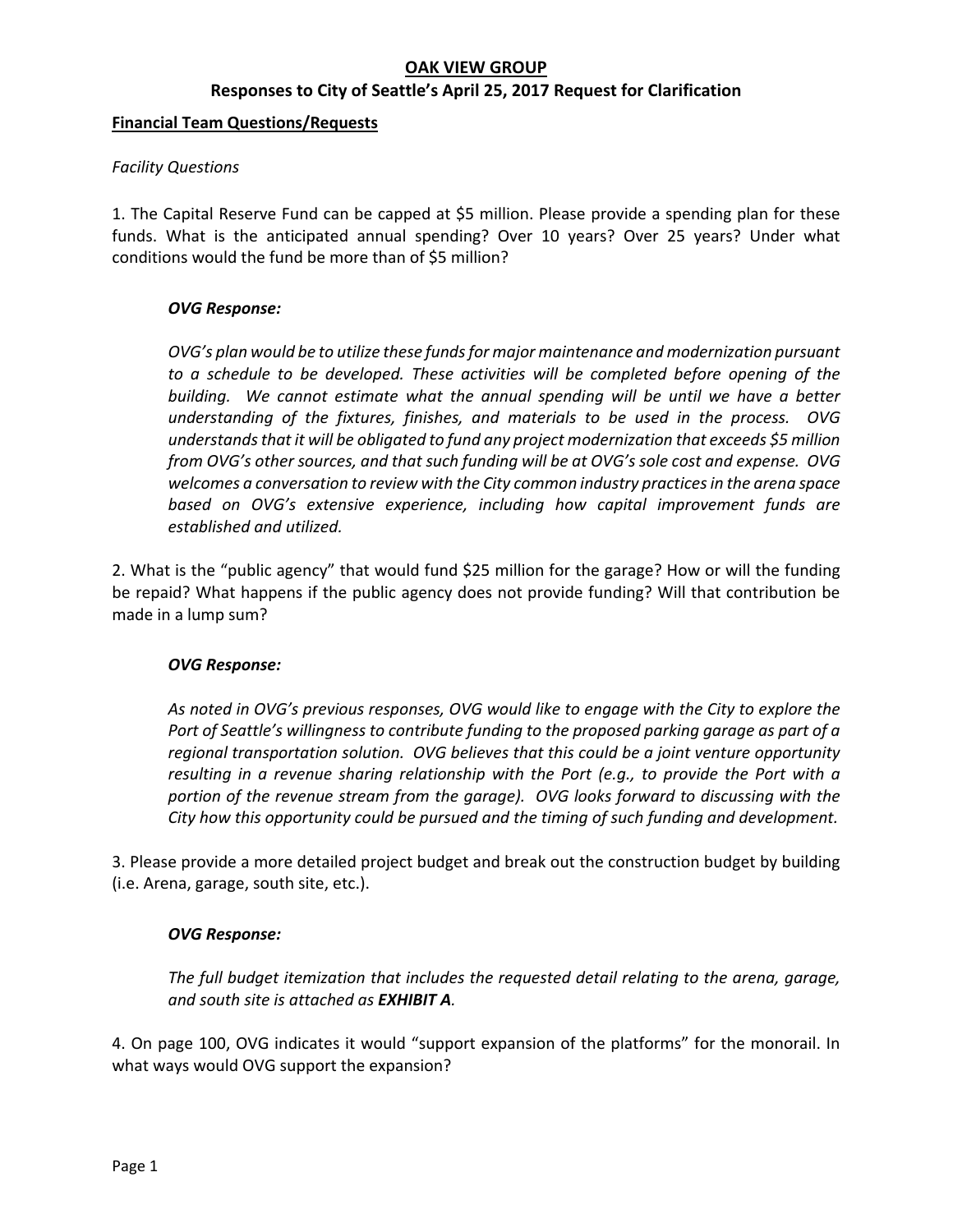# OAK VIEW GROUP

## Responses to City of Seattle's April 25, 2017 Request for Clarification

**Financial Team Questions/Requests**

*Facility Questions*

1. The Capital Reserve Fund can be capped at $5 million. Please provide a spending plan for these funds. What is the anticipated annual spending? Over 10 years? Over 25 years? Under what conditions would the fund be more than of $5 million?

> ***OVG Response:***
>
> *OVG's plan would be to utilize these funds for major maintenance and modernization pursuant to a schedule to be developed. These activities will be completed before opening of the building. We cannot estimate what the annual spending will be until we have a better understanding of the fixtures, finishes, and materials to be used in the process. OVG understands that it will be obligated to fund any project modernization that exceeds $5 million from OVG's other sources, and that such funding will be at OVG's sole cost and expense. OVG welcomes a conversation to review with the City common industry practices in the arena space based on OVG's extensive experience, including how capital improvement funds are established and utilized.*

2. What is the "public agency" that would fund $25 million for the garage? How or will the funding be repaid? What happens if the public agency does not provide funding? Will that contribution be made in a lump sum?

> ***OVG Response:***
>
> *As noted in OVG's previous responses, OVG would like to engage with the City to explore the Port of Seattle's willingness to contribute funding to the proposed parking garage as part of a regional transportation solution. OVG believes that this could be a joint venture opportunity resulting in a revenue sharing relationship with the Port (e.g., to provide the Port with a portion of the revenue stream from the garage). OVG looks forward to discussing with the City how this opportunity could be pursued and the timing of such funding and development.*

3. Please provide a more detailed project budget and break out the construction budget by building (i.e. Arena, garage, south site, etc.).

> ***OVG Response:***
>
> *The full budget itemization that includes the requested detail relating to the arena, garage, and south site is attached as **EXHIBIT A**.*

4. On page 100, OVG indicates it would "support expansion of the platforms" for the monorail. In what ways would OVG support the expansion?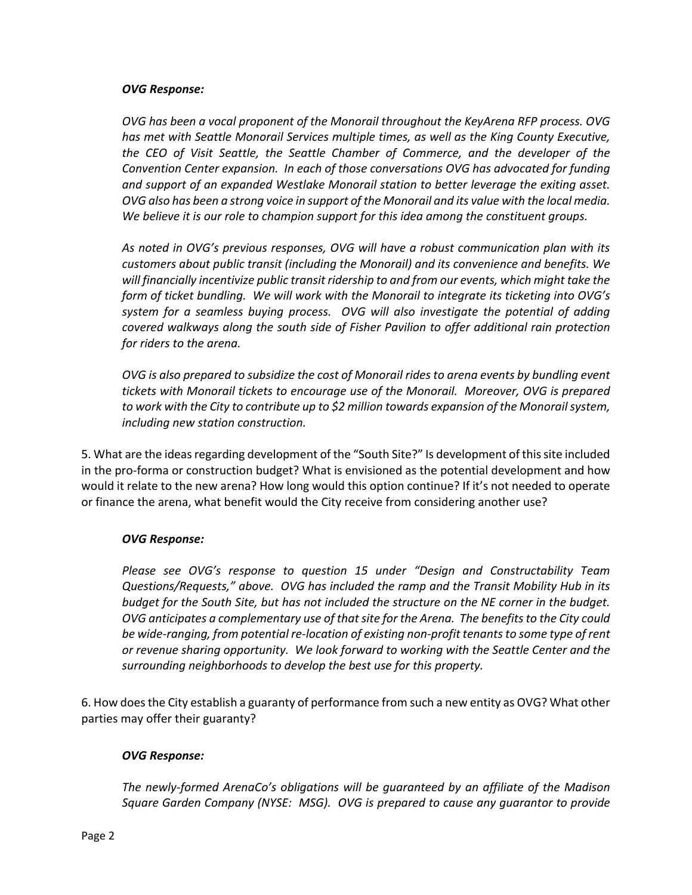***OVG Response:***

*OVG has been a vocal proponent of the Monorail throughout the KeyArena RFP process. OVG has met with Seattle Monorail Services multiple times, as well as the King County Executive, the CEO of Visit Seattle, the Seattle Chamber of Commerce, and the developer of the Convention Center expansion. In each of those conversations OVG has advocated for funding and support of an expanded Westlake Monorail station to better leverage the exiting asset. OVG also has been a strong voice in support of the Monorail and its value with the local media. We believe it is our role to champion support for this idea among the constituent groups.*

*As noted in OVG's previous responses, OVG will have a robust communication plan with its customers about public transit (including the Monorail) and its convenience and benefits. We will financially incentivize public transit ridership to and from our events, which might take the form of ticket bundling. We will work with the Monorail to integrate its ticketing into OVG's system for a seamless buying process. OVG will also investigate the potential of adding covered walkways along the south side of Fisher Pavilion to offer additional rain protection for riders to the arena.*

*OVG is also prepared to subsidize the cost of Monorail rides to arena events by bundling event tickets with Monorail tickets to encourage use of the Monorail. Moreover, OVG is prepared to work with the City to contribute up to $2 million towards expansion of the Monorail system, including new station construction.*

5. What are the ideas regarding development of the "South Site?" Is development of this site included in the pro-forma or construction budget? What is envisioned as the potential development and how would it relate to the new arena? How long would this option continue? If it's not needed to operate or finance the arena, what benefit would the City receive from considering another use?

***OVG Response:***

*Please see OVG's response to question 15 under "Design and Constructability Team Questions/Requests," above. OVG has included the ramp and the Transit Mobility Hub in its budget for the South Site, but has not included the structure on the NE corner in the budget. OVG anticipates a complementary use of that site for the Arena. The benefits to the City could be wide-ranging, from potential re-location of existing non-profit tenants to some type of rent or revenue sharing opportunity. We look forward to working with the Seattle Center and the surrounding neighborhoods to develop the best use for this property.*

6. How does the City establish a guaranty of performance from such a new entity as OVG? What other parties may offer their guaranty?

***OVG Response:***

*The newly-formed ArenaCo's obligations will be guaranteed by an affiliate of the Madison Square Garden Company (NYSE: MSG). OVG is prepared to cause any guarantor to provide*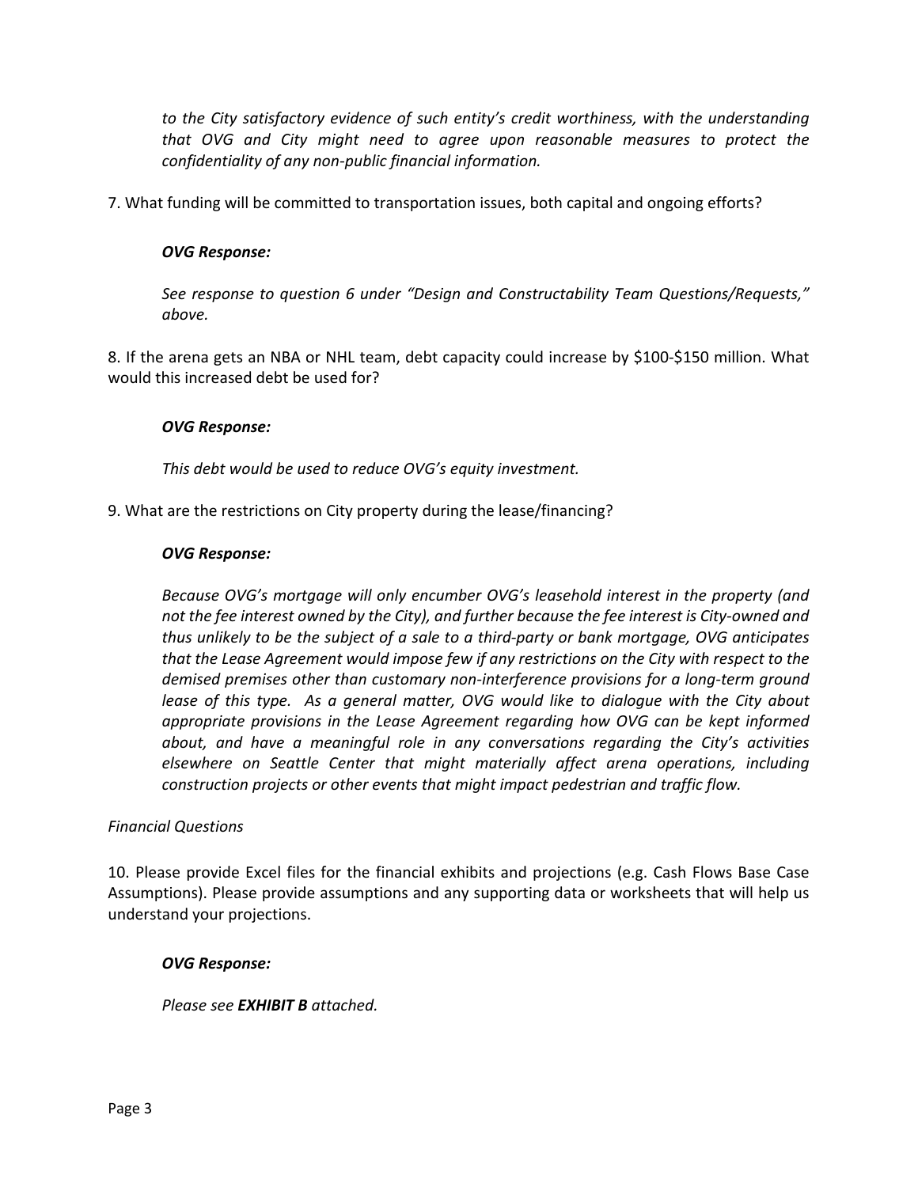*to the City satisfactory evidence of such entity's credit worthiness, with the understanding that OVG and City might need to agree upon reasonable measures to protect the confidentiality of any non-public financial information.*

7. What funding will be committed to transportation issues, both capital and ongoing efforts?

> ***OVG Response:***
>
> *See response to question 6 under "Design and Constructability Team Questions/Requests," above.*

8. If the arena gets an NBA or NHL team, debt capacity could increase by $100-$150 million. What would this increased debt be used for?

> ***OVG Response:***
>
> *This debt would be used to reduce OVG's equity investment.*

9. What are the restrictions on City property during the lease/financing?

> ***OVG Response:***
>
> *Because OVG's mortgage will only encumber OVG's leasehold interest in the property (and not the fee interest owned by the City), and further because the fee interest is City-owned and thus unlikely to be the subject of a sale to a third-party or bank mortgage, OVG anticipates that the Lease Agreement would impose few if any restrictions on the City with respect to the demised premises other than customary non-interference provisions for a long-term ground lease of this type. As a general matter, OVG would like to dialogue with the City about appropriate provisions in the Lease Agreement regarding how OVG can be kept informed about, and have a meaningful role in any conversations regarding the City's activities elsewhere on Seattle Center that might materially affect arena operations, including construction projects or other events that might impact pedestrian and traffic flow.*

*Financial Questions*

10. Please provide Excel files for the financial exhibits and projections (e.g. Cash Flows Base Case Assumptions). Please provide assumptions and any supporting data or worksheets that will help us understand your projections.

> ***OVG Response:***
>
> *Please see **EXHIBIT B** attached.*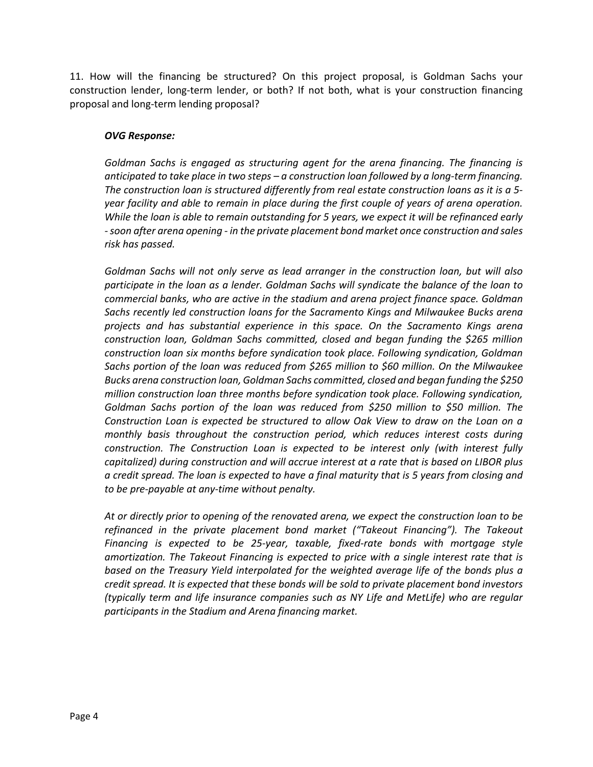11. How will the financing be structured? On this project proposal, is Goldman Sachs your construction lender, long-term lender, or both? If not both, what is your construction financing proposal and long-term lending proposal?

***OVG Response:***

*Goldman Sachs is engaged as structuring agent for the arena financing. The financing is anticipated to take place in two steps – a construction loan followed by a long-term financing. The construction loan is structured differently from real estate construction loans as it is a 5-year facility and able to remain in place during the first couple of years of arena operation. While the loan is able to remain outstanding for 5 years, we expect it will be refinanced early - soon after arena opening - in the private placement bond market once construction and sales risk has passed.*

*Goldman Sachs will not only serve as lead arranger in the construction loan, but will also participate in the loan as a lender. Goldman Sachs will syndicate the balance of the loan to commercial banks, who are active in the stadium and arena project finance space. Goldman Sachs recently led construction loans for the Sacramento Kings and Milwaukee Bucks arena projects and has substantial experience in this space. On the Sacramento Kings arena construction loan, Goldman Sachs committed, closed and began funding the $265 million construction loan six months before syndication took place. Following syndication, Goldman Sachs portion of the loan was reduced from $265 million to $60 million. On the Milwaukee Bucks arena construction loan, Goldman Sachs committed, closed and began funding the $250 million construction loan three months before syndication took place. Following syndication, Goldman Sachs portion of the loan was reduced from $250 million to $50 million. The Construction Loan is expected be structured to allow Oak View to draw on the Loan on a monthly basis throughout the construction period, which reduces interest costs during construction. The Construction Loan is expected to be interest only (with interest fully capitalized) during construction and will accrue interest at a rate that is based on LIBOR plus a credit spread. The loan is expected to have a final maturity that is 5 years from closing and to be pre-payable at any-time without penalty.*

*At or directly prior to opening of the renovated arena, we expect the construction loan to be refinanced in the private placement bond market ("Takeout Financing"). The Takeout Financing is expected to be 25-year, taxable, fixed-rate bonds with mortgage style amortization. The Takeout Financing is expected to price with a single interest rate that is based on the Treasury Yield interpolated for the weighted average life of the bonds plus a credit spread. It is expected that these bonds will be sold to private placement bond investors (typically term and life insurance companies such as NY Life and MetLife) who are regular participants in the Stadium and Arena financing market.*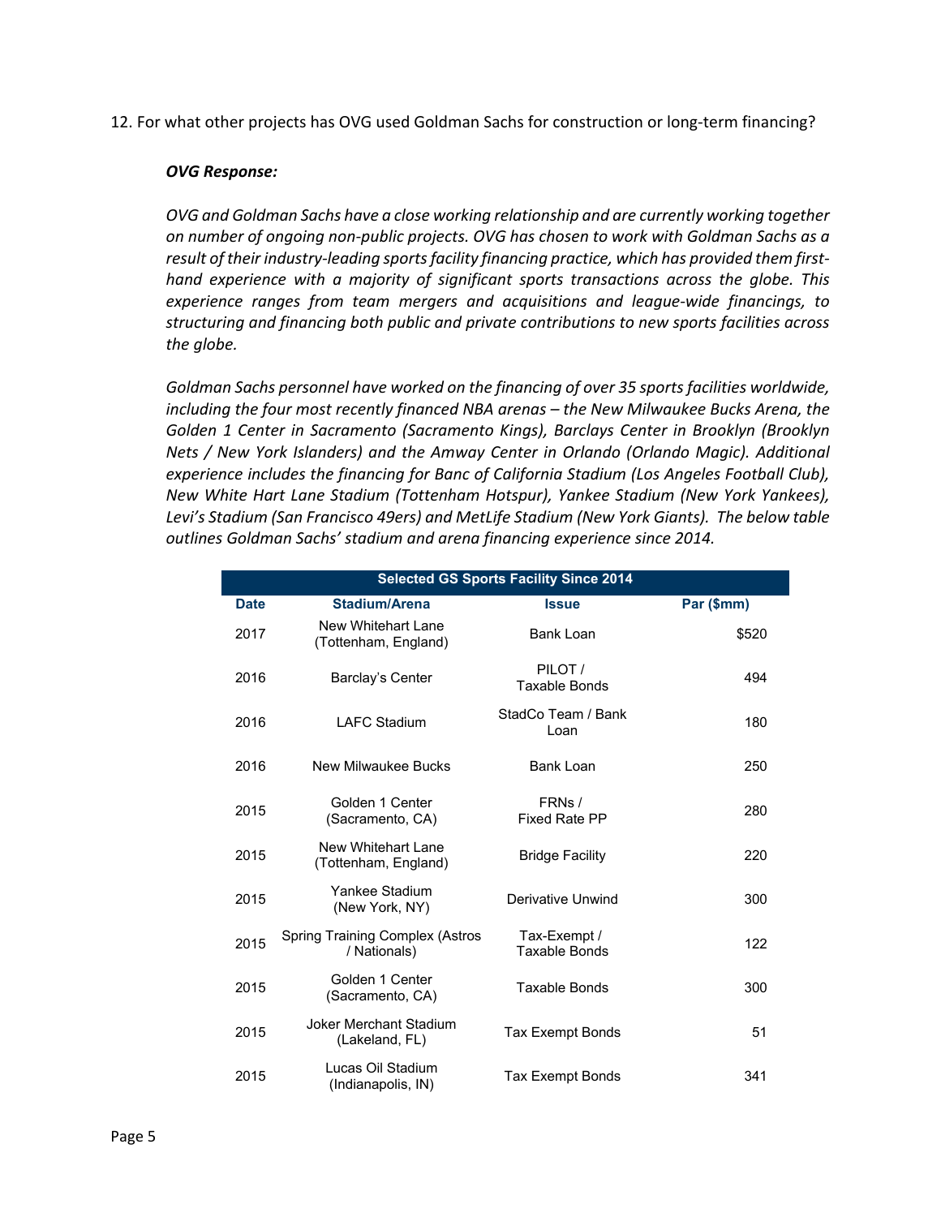12. For what other projects has OVG used Goldman Sachs for construction or long-term financing?

***OVG Response:***

*OVG and Goldman Sachs have a close working relationship and are currently working together on number of ongoing non-public projects. OVG has chosen to work with Goldman Sachs as a result of their industry-leading sports facility financing practice, which has provided them first-hand experience with a majority of significant sports transactions across the globe. This experience ranges from team mergers and acquisitions and league-wide financings, to structuring and financing both public and private contributions to new sports facilities across the globe.*

*Goldman Sachs personnel have worked on the financing of over 35 sports facilities worldwide, including the four most recently financed NBA arenas – the New Milwaukee Bucks Arena, the Golden 1 Center in Sacramento (Sacramento Kings), Barclays Center in Brooklyn (Brooklyn Nets / New York Islanders) and the Amway Center in Orlando (Orlando Magic). Additional experience includes the financing for Banc of California Stadium (Los Angeles Football Club), New White Hart Lane Stadium (Tottenham Hotspur), Yankee Stadium (New York Yankees), Levi's Stadium (San Francisco 49ers) and MetLife Stadium (New York Giants). The below table outlines Goldman Sachs' stadium and arena financing experience since 2014.*

| **Selected GS Sports Facility Since 2014** | | | |
|---|---|---|---|
| **Date** | **Stadium/Arena** | **Issue** | **Par ($mm)** |
| 2017 | New Whitehart Lane (Tottenham, England) | Bank Loan | $520 |
| 2016 | Barclay's Center | PILOT / Taxable Bonds | 494 |
| 2016 | LAFC Stadium | StadCo Team / Bank Loan | 180 |
| 2016 | New Milwaukee Bucks | Bank Loan | 250 |
| 2015 | Golden 1 Center (Sacramento, CA) | FRNs / Fixed Rate PP | 280 |
| 2015 | New Whitehart Lane (Tottenham, England) | Bridge Facility | 220 |
| 2015 | Yankee Stadium (New York, NY) | Derivative Unwind | 300 |
| 2015 | Spring Training Complex (Astros / Nationals) | Tax-Exempt / Taxable Bonds | 122 |
| 2015 | Golden 1 Center (Sacramento, CA) | Taxable Bonds | 300 |
| 2015 | Joker Merchant Stadium (Lakeland, FL) | Tax Exempt Bonds | 51 |
| 2015 | Lucas Oil Stadium (Indianapolis, IN) | Tax Exempt Bonds | 341 |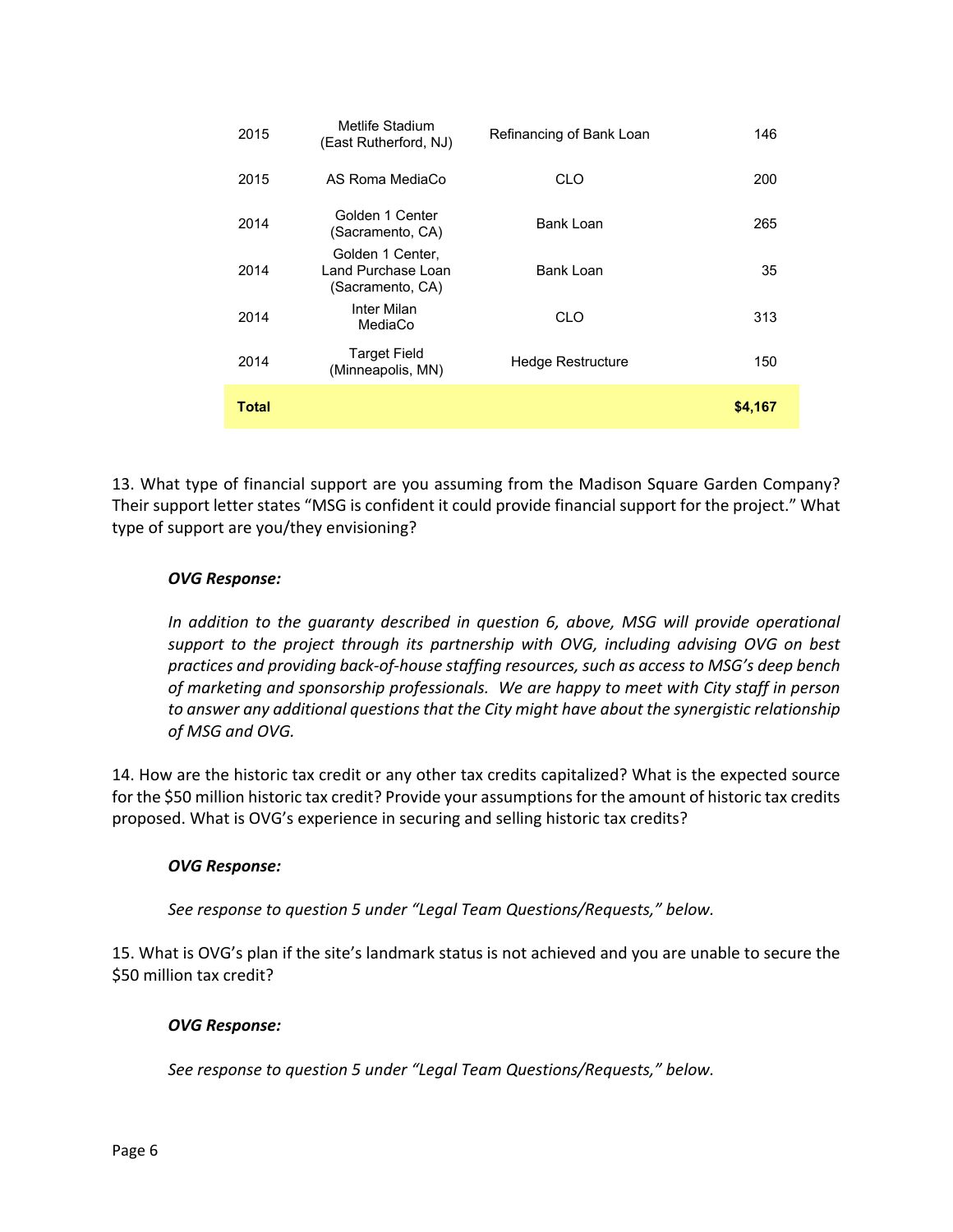| | | | |
|---|---|---|---|
| 2015 | Metlife Stadium (East Rutherford, NJ) | Refinancing of Bank Loan | 146 |
| 2015 | AS Roma MediaCo | CLO | 200 |
| 2014 | Golden 1 Center (Sacramento, CA) | Bank Loan | 265 |
| 2014 | Golden 1 Center, Land Purchase Loan (Sacramento, CA) | Bank Loan | 35 |
| 2014 | Inter Milan MediaCo | CLO | 313 |
| 2014 | Target Field (Minneapolis, MN) | Hedge Restructure | 150 |
| **Total** | | | **$4,167** |

13. What type of financial support are you assuming from the Madison Square Garden Company? Their support letter states "MSG is confident it could provide financial support for the project." What type of support are you/they envisioning?

***OVG Response:***

*In addition to the guaranty described in question 6, above, MSG will provide operational support to the project through its partnership with OVG, including advising OVG on best practices and providing back-of-house staffing resources, such as access to MSG's deep bench of marketing and sponsorship professionals. We are happy to meet with City staff in person to answer any additional questions that the City might have about the synergistic relationship of MSG and OVG.*

14. How are the historic tax credit or any other tax credits capitalized? What is the expected source for the $50 million historic tax credit? Provide your assumptions for the amount of historic tax credits proposed. What is OVG's experience in securing and selling historic tax credits?

***OVG Response:***

*See response to question 5 under "Legal Team Questions/Requests," below.*

15. What is OVG's plan if the site's landmark status is not achieved and you are unable to secure the $50 million tax credit?

***OVG Response:***

*See response to question 5 under "Legal Team Questions/Requests," below.*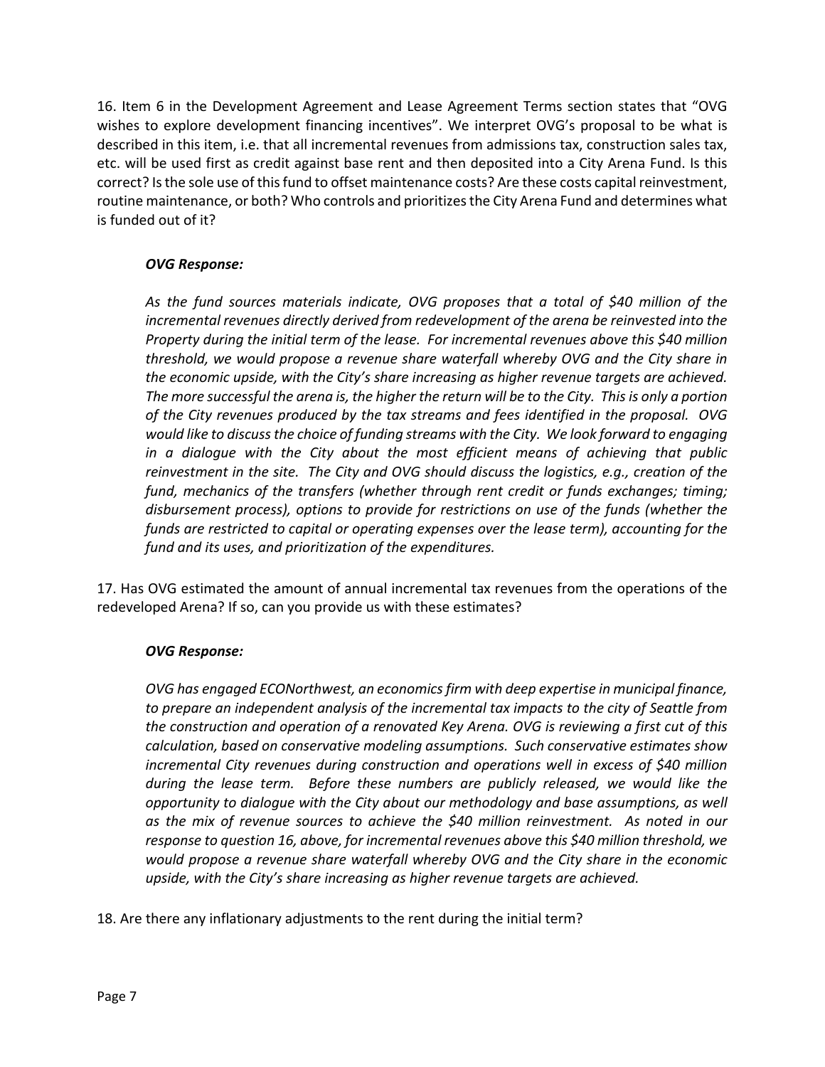16. Item 6 in the Development Agreement and Lease Agreement Terms section states that "OVG wishes to explore development financing incentives". We interpret OVG's proposal to be what is described in this item, i.e. that all incremental revenues from admissions tax, construction sales tax, etc. will be used first as credit against base rent and then deposited into a City Arena Fund. Is this correct? Is the sole use of this fund to offset maintenance costs? Are these costs capital reinvestment, routine maintenance, or both? Who controls and prioritizes the City Arena Fund and determines what is funded out of it?

> ***OVG Response:***
>
> *As the fund sources materials indicate, OVG proposes that a total of $40 million of the incremental revenues directly derived from redevelopment of the arena be reinvested into the Property during the initial term of the lease. For incremental revenues above this $40 million threshold, we would propose a revenue share waterfall whereby OVG and the City share in the economic upside, with the City's share increasing as higher revenue targets are achieved. The more successful the arena is, the higher the return will be to the City. This is only a portion of the City revenues produced by the tax streams and fees identified in the proposal. OVG would like to discuss the choice of funding streams with the City. We look forward to engaging in a dialogue with the City about the most efficient means of achieving that public reinvestment in the site. The City and OVG should discuss the logistics, e.g., creation of the fund, mechanics of the transfers (whether through rent credit or funds exchanges; timing; disbursement process), options to provide for restrictions on use of the funds (whether the funds are restricted to capital or operating expenses over the lease term), accounting for the fund and its uses, and prioritization of the expenditures.*

17. Has OVG estimated the amount of annual incremental tax revenues from the operations of the redeveloped Arena? If so, can you provide us with these estimates?

> ***OVG Response:***
>
> *OVG has engaged ECONorthwest, an economics firm with deep expertise in municipal finance, to prepare an independent analysis of the incremental tax impacts to the city of Seattle from the construction and operation of a renovated Key Arena. OVG is reviewing a first cut of this calculation, based on conservative modeling assumptions. Such conservative estimates show incremental City revenues during construction and operations well in excess of $40 million during the lease term. Before these numbers are publicly released, we would like the opportunity to dialogue with the City about our methodology and base assumptions, as well as the mix of revenue sources to achieve the $40 million reinvestment. As noted in our response to question 16, above, for incremental revenues above this $40 million threshold, we would propose a revenue share waterfall whereby OVG and the City share in the economic upside, with the City's share increasing as higher revenue targets are achieved.*

18. Are there any inflationary adjustments to the rent during the initial term?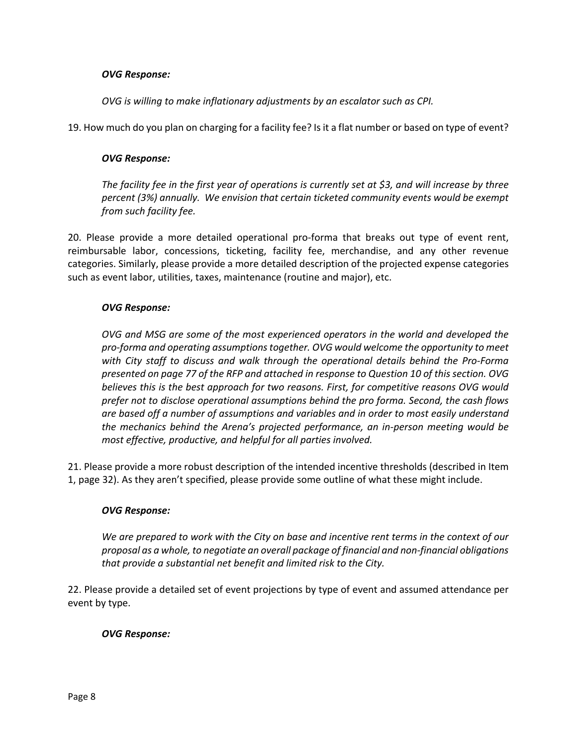***OVG Response:***

*OVG is willing to make inflationary adjustments by an escalator such as CPI.*

19. How much do you plan on charging for a facility fee? Is it a flat number or based on type of event?

***OVG Response:***

*The facility fee in the first year of operations is currently set at $3, and will increase by three percent (3%) annually. We envision that certain ticketed community events would be exempt from such facility fee.*

20. Please provide a more detailed operational pro-forma that breaks out type of event rent, reimbursable labor, concessions, ticketing, facility fee, merchandise, and any other revenue categories. Similarly, please provide a more detailed description of the projected expense categories such as event labor, utilities, taxes, maintenance (routine and major), etc.

***OVG Response:***

*OVG and MSG are some of the most experienced operators in the world and developed the pro-forma and operating assumptions together. OVG would welcome the opportunity to meet with City staff to discuss and walk through the operational details behind the Pro-Forma presented on page 77 of the RFP and attached in response to Question 10 of this section. OVG believes this is the best approach for two reasons. First, for competitive reasons OVG would prefer not to disclose operational assumptions behind the pro forma. Second, the cash flows are based off a number of assumptions and variables and in order to most easily understand the mechanics behind the Arena's projected performance, an in-person meeting would be most effective, productive, and helpful for all parties involved.*

21. Please provide a more robust description of the intended incentive thresholds (described in Item 1, page 32). As they aren't specified, please provide some outline of what these might include.

***OVG Response:***

*We are prepared to work with the City on base and incentive rent terms in the context of our proposal as a whole, to negotiate an overall package of financial and non-financial obligations that provide a substantial net benefit and limited risk to the City.*

22. Please provide a detailed set of event projections by type of event and assumed attendance per event by type.

***OVG Response:***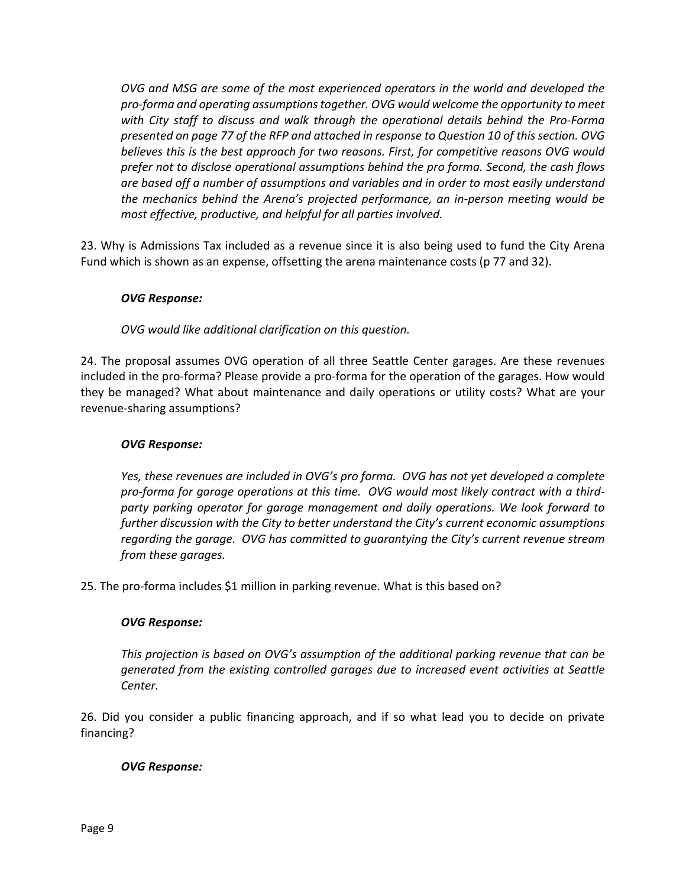*OVG and MSG are some of the most experienced operators in the world and developed the pro-forma and operating assumptions together. OVG would welcome the opportunity to meet with City staff to discuss and walk through the operational details behind the Pro-Forma presented on page 77 of the RFP and attached in response to Question 10 of this section. OVG believes this is the best approach for two reasons. First, for competitive reasons OVG would prefer not to disclose operational assumptions behind the pro forma. Second, the cash flows are based off a number of assumptions and variables and in order to most easily understand the mechanics behind the Arena's projected performance, an in-person meeting would be most effective, productive, and helpful for all parties involved.*

23. Why is Admissions Tax included as a revenue since it is also being used to fund the City Arena Fund which is shown as an expense, offsetting the arena maintenance costs (p 77 and 32).

***OVG Response:***

*OVG would like additional clarification on this question.*

24. The proposal assumes OVG operation of all three Seattle Center garages. Are these revenues included in the pro-forma? Please provide a pro-forma for the operation of the garages. How would they be managed? What about maintenance and daily operations or utility costs? What are your revenue-sharing assumptions?

***OVG Response:***

*Yes, these revenues are included in OVG's pro forma. OVG has not yet developed a complete pro-forma for garage operations at this time. OVG would most likely contract with a third-party parking operator for garage management and daily operations. We look forward to further discussion with the City to better understand the City's current economic assumptions regarding the garage. OVG has committed to guarantying the City's current revenue stream from these garages.*

25. The pro-forma includes $1 million in parking revenue. What is this based on?

***OVG Response:***

*This projection is based on OVG's assumption of the additional parking revenue that can be generated from the existing controlled garages due to increased event activities at Seattle Center.*

26. Did you consider a public financing approach, and if so what lead you to decide on private financing?

***OVG Response:***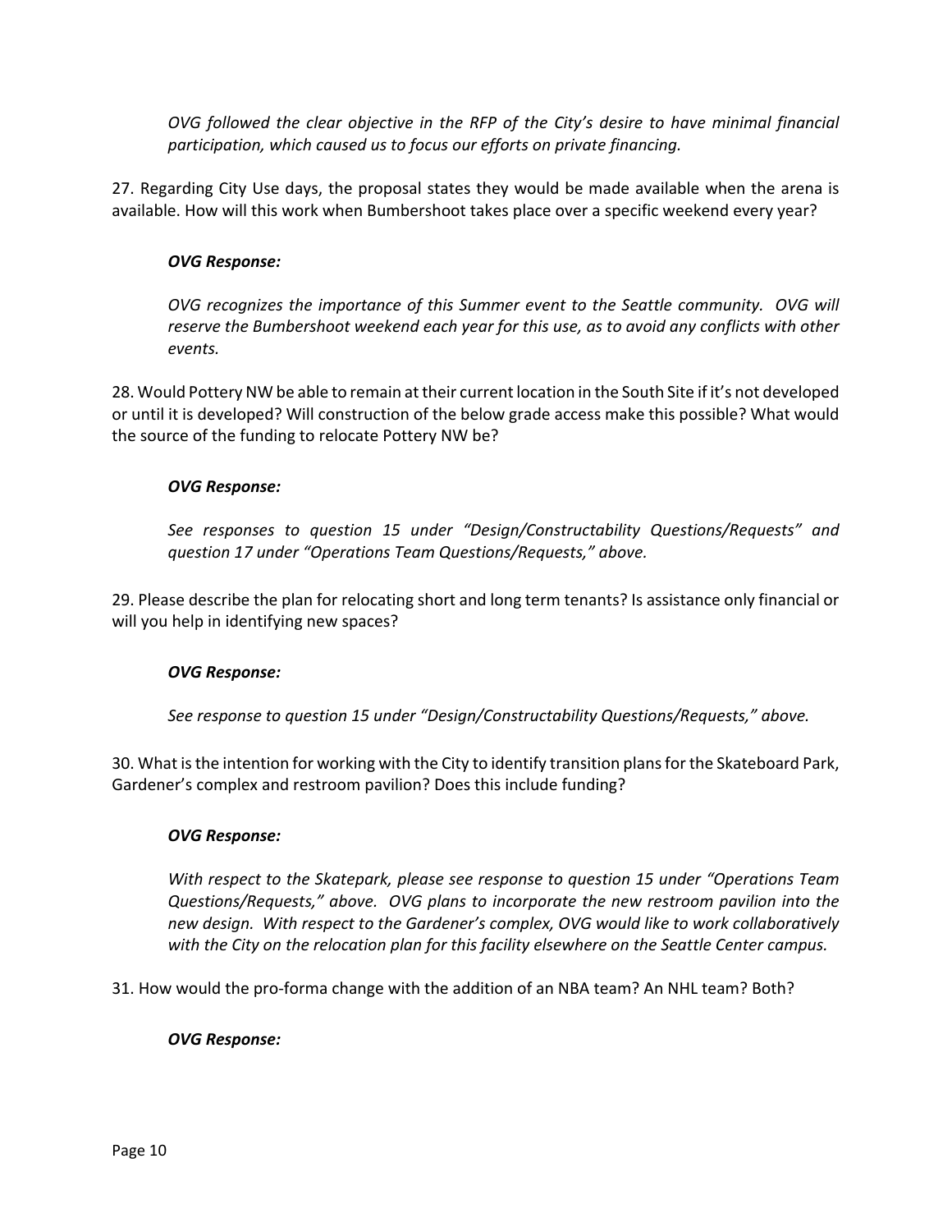*OVG followed the clear objective in the RFP of the City's desire to have minimal financial participation, which caused us to focus our efforts on private financing.*

27. Regarding City Use days, the proposal states they would be made available when the arena is available. How will this work when Bumbershoot takes place over a specific weekend every year?

***OVG Response:***

*OVG recognizes the importance of this Summer event to the Seattle community. OVG will reserve the Bumbershoot weekend each year for this use, as to avoid any conflicts with other events.*

28. Would Pottery NW be able to remain at their current location in the South Site if it's not developed or until it is developed? Will construction of the below grade access make this possible? What would the source of the funding to relocate Pottery NW be?

***OVG Response:***

*See responses to question 15 under "Design/Constructability Questions/Requests" and question 17 under "Operations Team Questions/Requests," above.*

29. Please describe the plan for relocating short and long term tenants? Is assistance only financial or will you help in identifying new spaces?

***OVG Response:***

*See response to question 15 under "Design/Constructability Questions/Requests," above.*

30. What is the intention for working with the City to identify transition plans for the Skateboard Park, Gardener's complex and restroom pavilion? Does this include funding?

***OVG Response:***

*With respect to the Skatepark, please see response to question 15 under "Operations Team Questions/Requests," above. OVG plans to incorporate the new restroom pavilion into the new design. With respect to the Gardener's complex, OVG would like to work collaboratively with the City on the relocation plan for this facility elsewhere on the Seattle Center campus.*

31. How would the pro-forma change with the addition of an NBA team? An NHL team? Both?

***OVG Response:***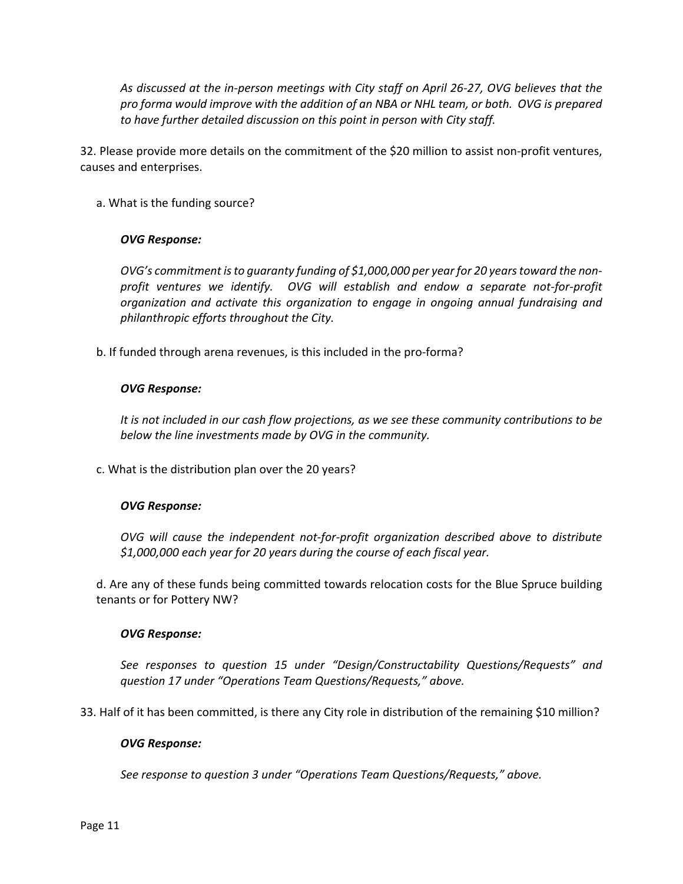*As discussed at the in-person meetings with City staff on April 26-27, OVG believes that the pro forma would improve with the addition of an NBA or NHL team, or both. OVG is prepared to have further detailed discussion on this point in person with City staff.*

32. Please provide more details on the commitment of the $20 million to assist non-profit ventures, causes and enterprises.

a. What is the funding source?

***OVG Response:***

*OVG's commitment is to guaranty funding of $1,000,000 per year for 20 years toward the non-profit ventures we identify. OVG will establish and endow a separate not-for-profit organization and activate this organization to engage in ongoing annual fundraising and philanthropic efforts throughout the City.*

b. If funded through arena revenues, is this included in the pro-forma?

***OVG Response:***

*It is not included in our cash flow projections, as we see these community contributions to be below the line investments made by OVG in the community.*

c. What is the distribution plan over the 20 years?

***OVG Response:***

*OVG will cause the independent not-for-profit organization described above to distribute $1,000,000 each year for 20 years during the course of each fiscal year.*

d. Are any of these funds being committed towards relocation costs for the Blue Spruce building tenants or for Pottery NW?

***OVG Response:***

*See responses to question 15 under "Design/Constructability Questions/Requests" and question 17 under "Operations Team Questions/Requests," above.*

33. Half of it has been committed, is there any City role in distribution of the remaining $10 million?

***OVG Response:***

*See response to question 3 under "Operations Team Questions/Requests," above.*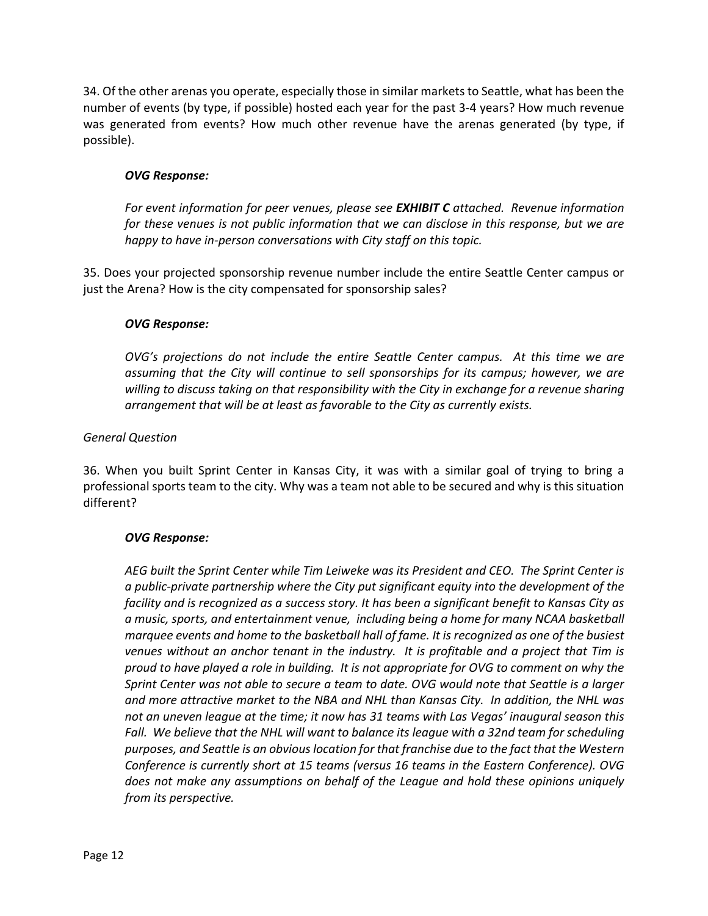34. Of the other arenas you operate, especially those in similar markets to Seattle, what has been the number of events (by type, if possible) hosted each year for the past 3-4 years? How much revenue was generated from events? How much other revenue have the arenas generated (by type, if possible).

> ***OVG Response:***
>
> *For event information for peer venues, please see **EXHIBIT C** attached. Revenue information for these venues is not public information that we can disclose in this response, but we are happy to have in-person conversations with City staff on this topic.*

35. Does your projected sponsorship revenue number include the entire Seattle Center campus or just the Arena? How is the city compensated for sponsorship sales?

> ***OVG Response:***
>
> *OVG's projections do not include the entire Seattle Center campus. At this time we are assuming that the City will continue to sell sponsorships for its campus; however, we are willing to discuss taking on that responsibility with the City in exchange for a revenue sharing arrangement that will be at least as favorable to the City as currently exists.*

*General Question*

36. When you built Sprint Center in Kansas City, it was with a similar goal of trying to bring a professional sports team to the city. Why was a team not able to be secured and why is this situation different?

> ***OVG Response:***
>
> *AEG built the Sprint Center while Tim Leiweke was its President and CEO. The Sprint Center is a public-private partnership where the City put significant equity into the development of the facility and is recognized as a success story. It has been a significant benefit to Kansas City as a music, sports, and entertainment venue, including being a home for many NCAA basketball marquee events and home to the basketball hall of fame. It is recognized as one of the busiest venues without an anchor tenant in the industry. It is profitable and a project that Tim is proud to have played a role in building. It is not appropriate for OVG to comment on why the Sprint Center was not able to secure a team to date. OVG would note that Seattle is a larger and more attractive market to the NBA and NHL than Kansas City. In addition, the NHL was not an uneven league at the time; it now has 31 teams with Las Vegas' inaugural season this Fall. We believe that the NHL will want to balance its league with a 32nd team for scheduling purposes, and Seattle is an obvious location for that franchise due to the fact that the Western Conference is currently short at 15 teams (versus 16 teams in the Eastern Conference). OVG does not make any assumptions on behalf of the League and hold these opinions uniquely from its perspective.*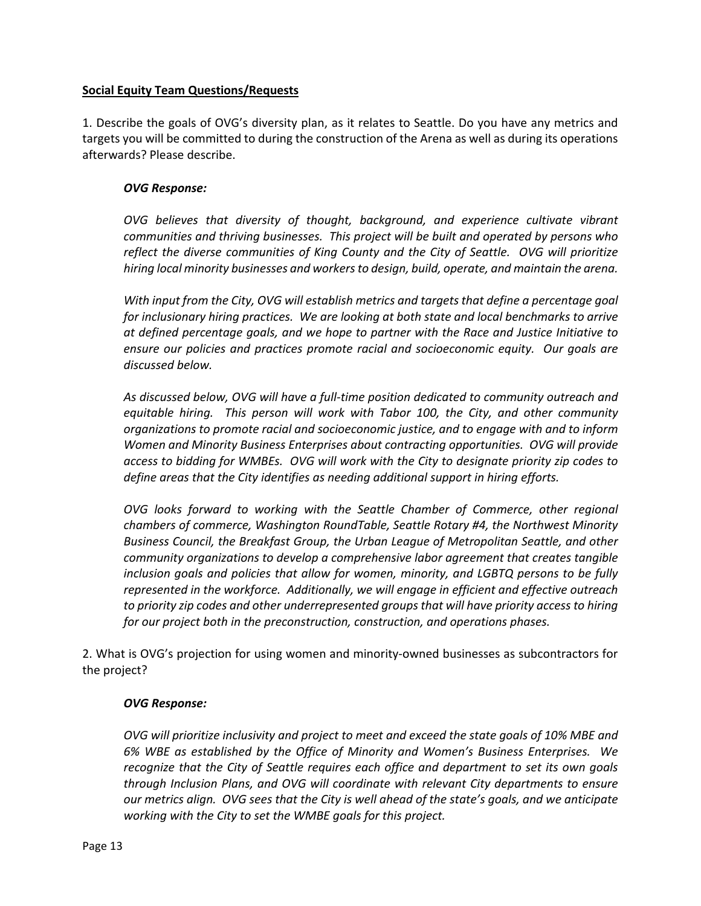**Social Equity Team Questions/Requests**

1. Describe the goals of OVG's diversity plan, as it relates to Seattle. Do you have any metrics and targets you will be committed to during the construction of the Arena as well as during its operations afterwards? Please describe.

***OVG Response:***

*OVG believes that diversity of thought, background, and experience cultivate vibrant communities and thriving businesses. This project will be built and operated by persons who reflect the diverse communities of King County and the City of Seattle. OVG will prioritize hiring local minority businesses and workers to design, build, operate, and maintain the arena.*

*With input from the City, OVG will establish metrics and targets that define a percentage goal for inclusionary hiring practices. We are looking at both state and local benchmarks to arrive at defined percentage goals, and we hope to partner with the Race and Justice Initiative to ensure our policies and practices promote racial and socioeconomic equity. Our goals are discussed below.*

*As discussed below, OVG will have a full-time position dedicated to community outreach and equitable hiring. This person will work with Tabor 100, the City, and other community organizations to promote racial and socioeconomic justice, and to engage with and to inform Women and Minority Business Enterprises about contracting opportunities. OVG will provide access to bidding for WMBEs. OVG will work with the City to designate priority zip codes to define areas that the City identifies as needing additional support in hiring efforts.*

*OVG looks forward to working with the Seattle Chamber of Commerce, other regional chambers of commerce, Washington RoundTable, Seattle Rotary #4, the Northwest Minority Business Council, the Breakfast Group, the Urban League of Metropolitan Seattle, and other community organizations to develop a comprehensive labor agreement that creates tangible inclusion goals and policies that allow for women, minority, and LGBTQ persons to be fully represented in the workforce. Additionally, we will engage in efficient and effective outreach to priority zip codes and other underrepresented groups that will have priority access to hiring for our project both in the preconstruction, construction, and operations phases.*

2. What is OVG's projection for using women and minority-owned businesses as subcontractors for the project?

***OVG Response:***

*OVG will prioritize inclusivity and project to meet and exceed the state goals of 10% MBE and 6% WBE as established by the Office of Minority and Women's Business Enterprises. We recognize that the City of Seattle requires each office and department to set its own goals through Inclusion Plans, and OVG will coordinate with relevant City departments to ensure our metrics align. OVG sees that the City is well ahead of the state's goals, and we anticipate working with the City to set the WMBE goals for this project.*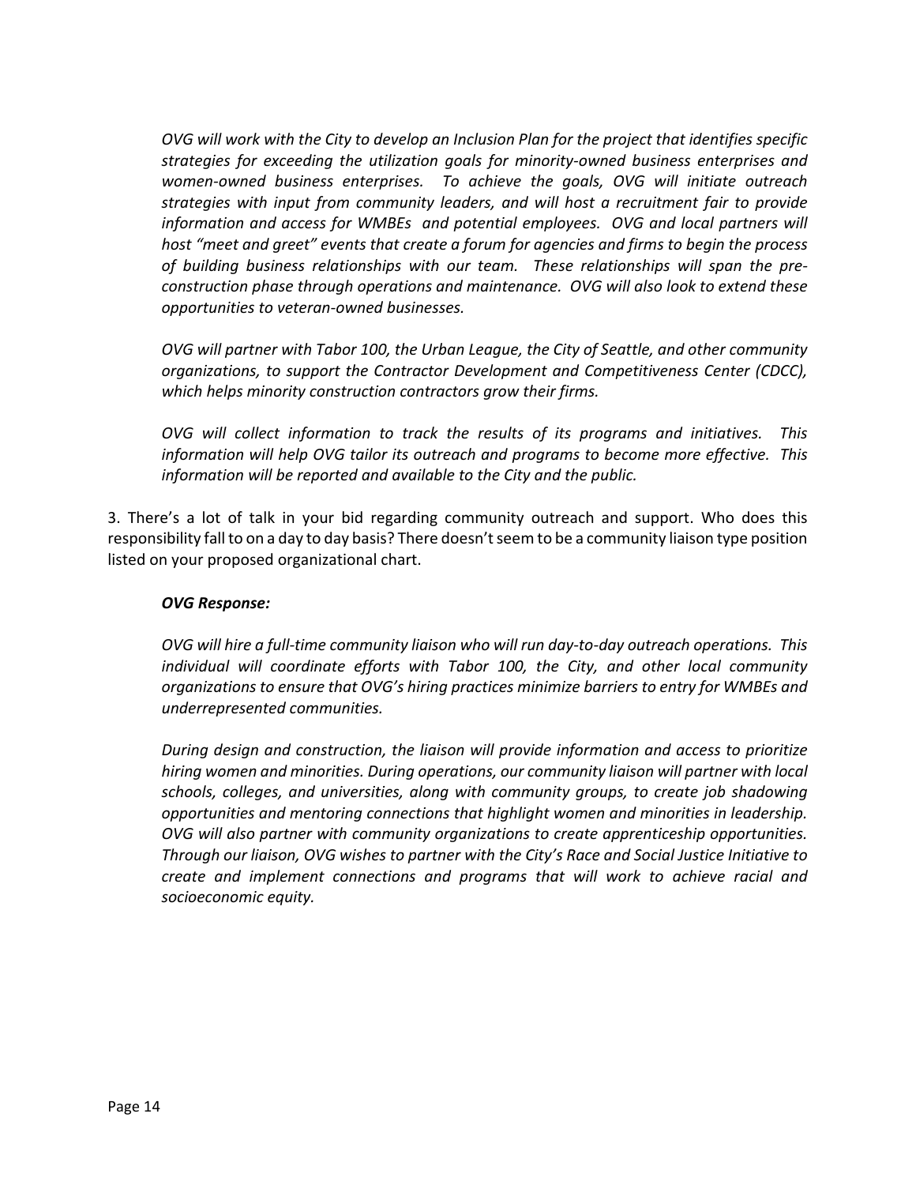*OVG will work with the City to develop an Inclusion Plan for the project that identifies specific strategies for exceeding the utilization goals for minority-owned business enterprises and women-owned business enterprises. To achieve the goals, OVG will initiate outreach strategies with input from community leaders, and will host a recruitment fair to provide information and access for WMBEs and potential employees. OVG and local partners will host "meet and greet" events that create a forum for agencies and firms to begin the process of building business relationships with our team. These relationships will span the pre-construction phase through operations and maintenance. OVG will also look to extend these opportunities to veteran-owned businesses.*

*OVG will partner with Tabor 100, the Urban League, the City of Seattle, and other community organizations, to support the Contractor Development and Competitiveness Center (CDCC), which helps minority construction contractors grow their firms.*

*OVG will collect information to track the results of its programs and initiatives. This information will help OVG tailor its outreach and programs to become more effective. This information will be reported and available to the City and the public.*

3. There's a lot of talk in your bid regarding community outreach and support. Who does this responsibility fall to on a day to day basis? There doesn't seem to be a community liaison type position listed on your proposed organizational chart.

***OVG Response:***

*OVG will hire a full-time community liaison who will run day-to-day outreach operations. This individual will coordinate efforts with Tabor 100, the City, and other local community organizations to ensure that OVG's hiring practices minimize barriers to entry for WMBEs and underrepresented communities.*

*During design and construction, the liaison will provide information and access to prioritize hiring women and minorities. During operations, our community liaison will partner with local schools, colleges, and universities, along with community groups, to create job shadowing opportunities and mentoring connections that highlight women and minorities in leadership. OVG will also partner with community organizations to create apprenticeship opportunities. Through our liaison, OVG wishes to partner with the City's Race and Social Justice Initiative to create and implement connections and programs that will work to achieve racial and socioeconomic equity.*